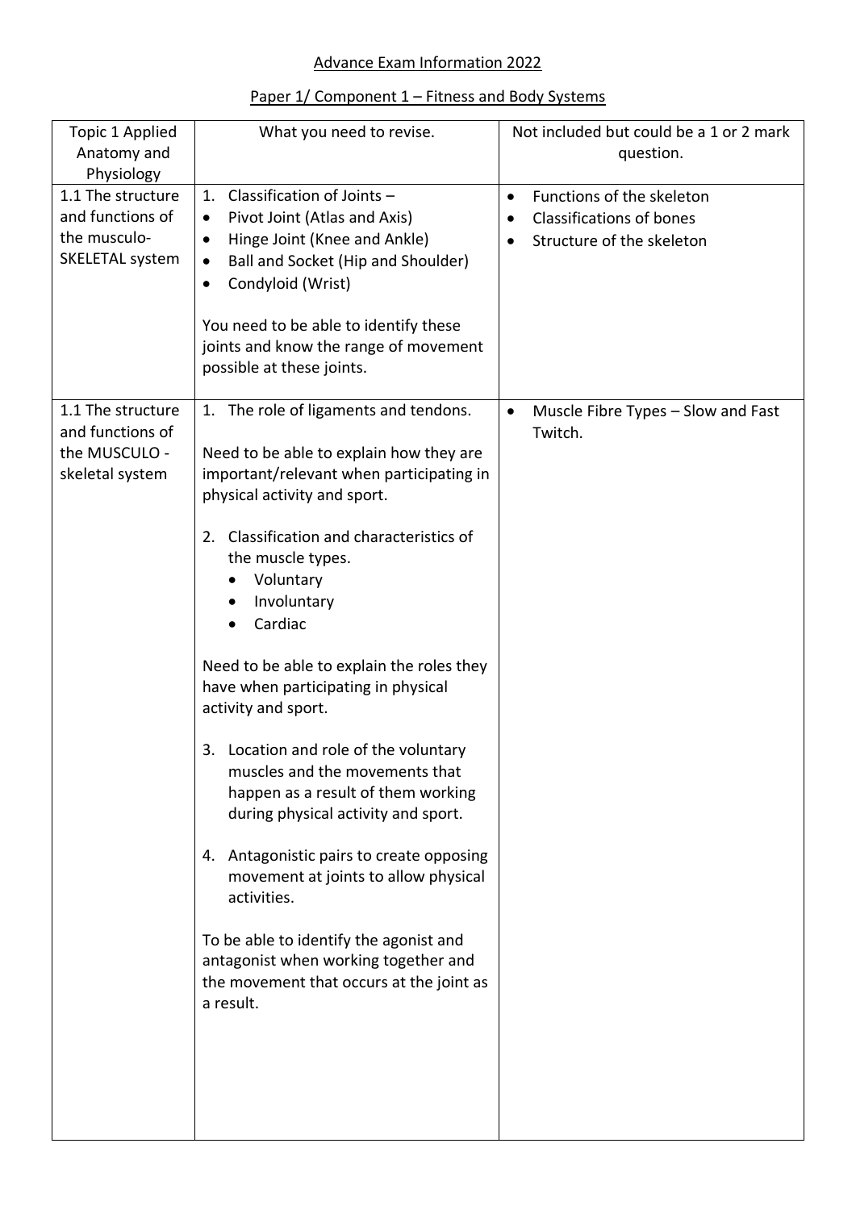# Advance Exam Information 2022

## Paper 1/ Component 1 – Fitness and Body Systems

| Topic 1 Applied Anatomy and Physiology | What you need to revise. | Not included but could be a 1 or 2 mark question. |
|---|---|---|
| 1.1 The structure and functions of the musculo-SKELETAL system | 1. Classification of Joints – <br>• Pivot Joint (Atlas and Axis)<br>• Hinge Joint (Knee and Ankle)<br>• Ball and Socket (Hip and Shoulder)<br>• Condyloid (Wrist)<br><br>You need to be able to identify these joints and know the range of movement possible at these joints. | • Functions of the skeleton<br>• Classifications of bones<br>• Structure of the skeleton |
| 1.1 The structure and functions of the MUSCULO - skeletal system | 1. The role of ligaments and tendons.<br><br>Need to be able to explain how they are important/relevant when participating in physical activity and sport.<br><br>2. Classification and characteristics of the muscle types.<br>• Voluntary<br>• Involuntary<br>• Cardiac<br><br>Need to be able to explain the roles they have when participating in physical activity and sport.<br><br>3. Location and role of the voluntary muscles and the movements that happen as a result of them working during physical activity and sport.<br><br>4. Antagonistic pairs to create opposing movement at joints to allow physical activities.<br><br>To be able to identify the agonist and antagonist when working together and the movement that occurs at the joint as a result. | • Muscle Fibre Types – Slow and Fast Twitch. |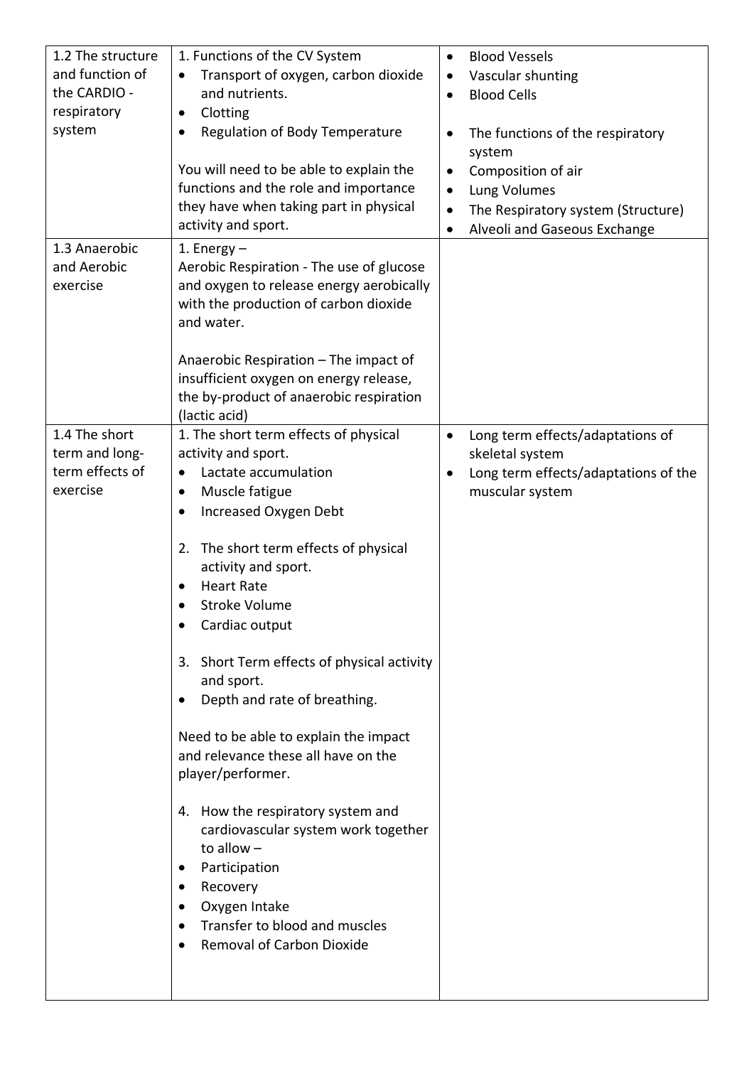| 1.2 The structure and function of the CARDIO - respiratory system | 1. Functions of the CV System<br>• Transport of oxygen, carbon dioxide and nutrients.<br>• Clotting<br>• Regulation of Body Temperature<br><br>You will need to be able to explain the functions and the role and importance they have when taking part in physical activity and sport. | • Blood Vessels<br>• Vascular shunting<br>• Blood Cells<br><br>• The functions of the respiratory system<br>• Composition of air<br>• Lung Volumes<br>• The Respiratory system (Structure)<br>• Alveoli and Gaseous Exchange |
|---|---|---|
| 1.3 Anaerobic and Aerobic exercise | 1. Energy –<br>Aerobic Respiration - The use of glucose and oxygen to release energy aerobically with the production of carbon dioxide and water.<br><br>Anaerobic Respiration – The impact of insufficient oxygen on energy release, the by-product of anaerobic respiration (lactic acid) | |
| 1.4 The short term and long-term effects of exercise | 1. The short term effects of physical activity and sport.<br>• Lactate accumulation<br>• Muscle fatigue<br>• Increased Oxygen Debt<br><br>2. The short term effects of physical activity and sport.<br>• Heart Rate<br>• Stroke Volume<br>• Cardiac output<br><br>3. Short Term effects of physical activity and sport.<br>• Depth and rate of breathing.<br><br>Need to be able to explain the impact and relevance these all have on the player/performer.<br><br>4. How the respiratory system and cardiovascular system work together to allow –<br>• Participation<br>• Recovery<br>• Oxygen Intake<br>• Transfer to blood and muscles<br>• Removal of Carbon Dioxide | • Long term effects/adaptations of skeletal system<br>• Long term effects/adaptations of the muscular system |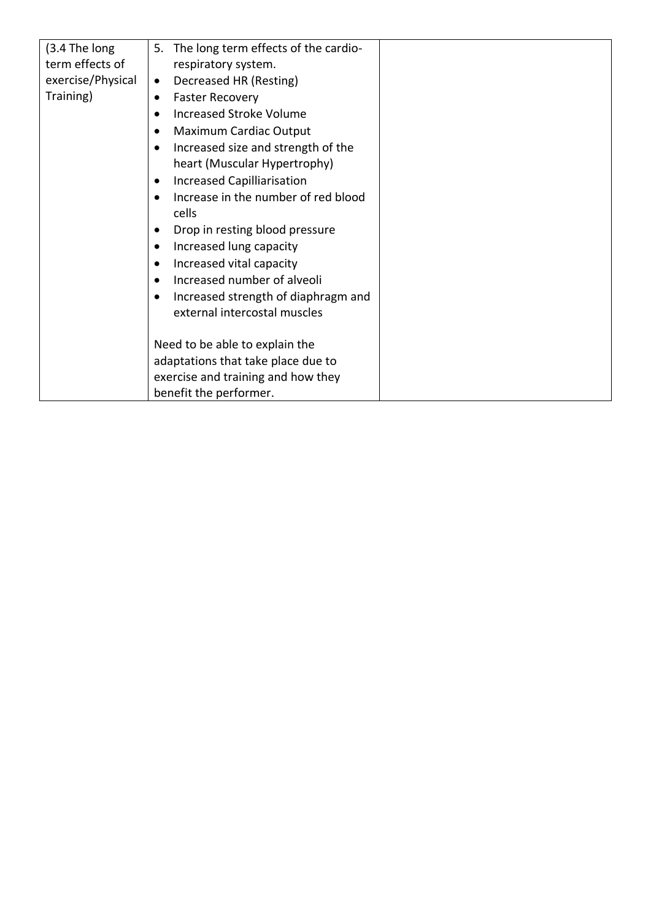| (3.4 The long term effects of exercise/Physical Training) | 5. The long term effects of the cardio-respiratory system.<br>• Decreased HR (Resting)<br>• Faster Recovery<br>• Increased Stroke Volume<br>• Maximum Cardiac Output<br>• Increased size and strength of the heart (Muscular Hypertrophy)<br>• Increased Capilliarisation<br>• Increase in the number of red blood cells<br>• Drop in resting blood pressure<br>• Increased lung capacity<br>• Increased vital capacity<br>• Increased number of alveoli<br>• Increased strength of diaphragm and external intercostal muscles<br><br>Need to be able to explain the adaptations that take place due to exercise and training and how they benefit the performer. | |
|---|---|---|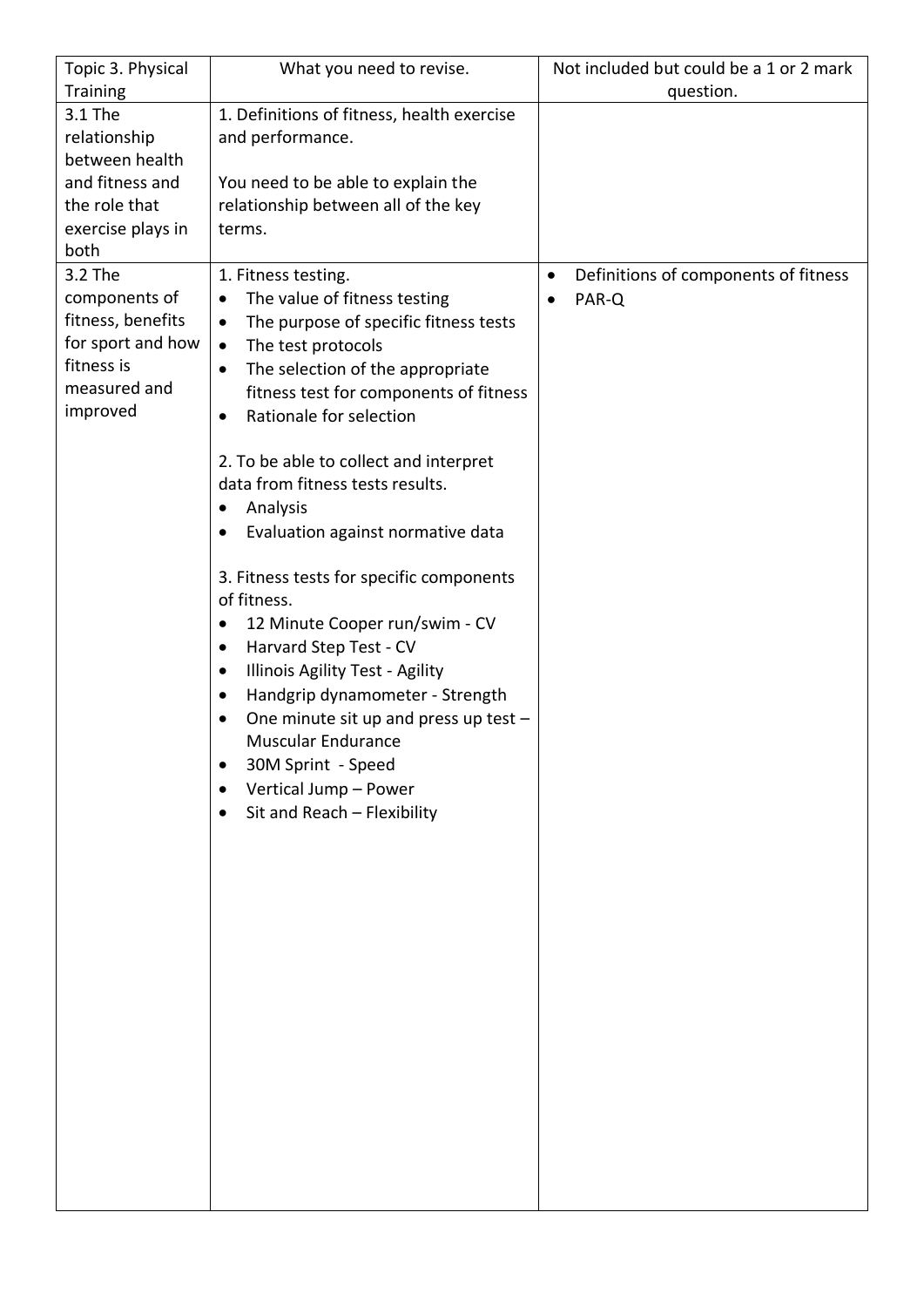| Topic 3. Physical Training | What you need to revise. | Not included but could be a 1 or 2 mark question. |
| --- | --- | --- |
| 3.1 The relationship between health and fitness and the role that exercise plays in both | 1. Definitions of fitness, health exercise and performance.<br><br>You need to be able to explain the relationship between all of the key terms. | |
| 3.2 The components of fitness, benefits for sport and how fitness is measured and improved | 1. Fitness testing.<br>• The value of fitness testing<br>• The purpose of specific fitness tests<br>• The test protocols<br>• The selection of the appropriate fitness test for components of fitness<br>• Rationale for selection<br><br>2. To be able to collect and interpret data from fitness tests results.<br>• Analysis<br>• Evaluation against normative data<br><br>3. Fitness tests for specific components of fitness.<br>• 12 Minute Cooper run/swim - CV<br>• Harvard Step Test - CV<br>• Illinois Agility Test - Agility<br>• Handgrip dynamometer - Strength<br>• One minute sit up and press up test – Muscular Endurance<br>• 30M Sprint - Speed<br>• Vertical Jump – Power<br>• Sit and Reach – Flexibility | • Definitions of components of fitness<br>• PAR-Q |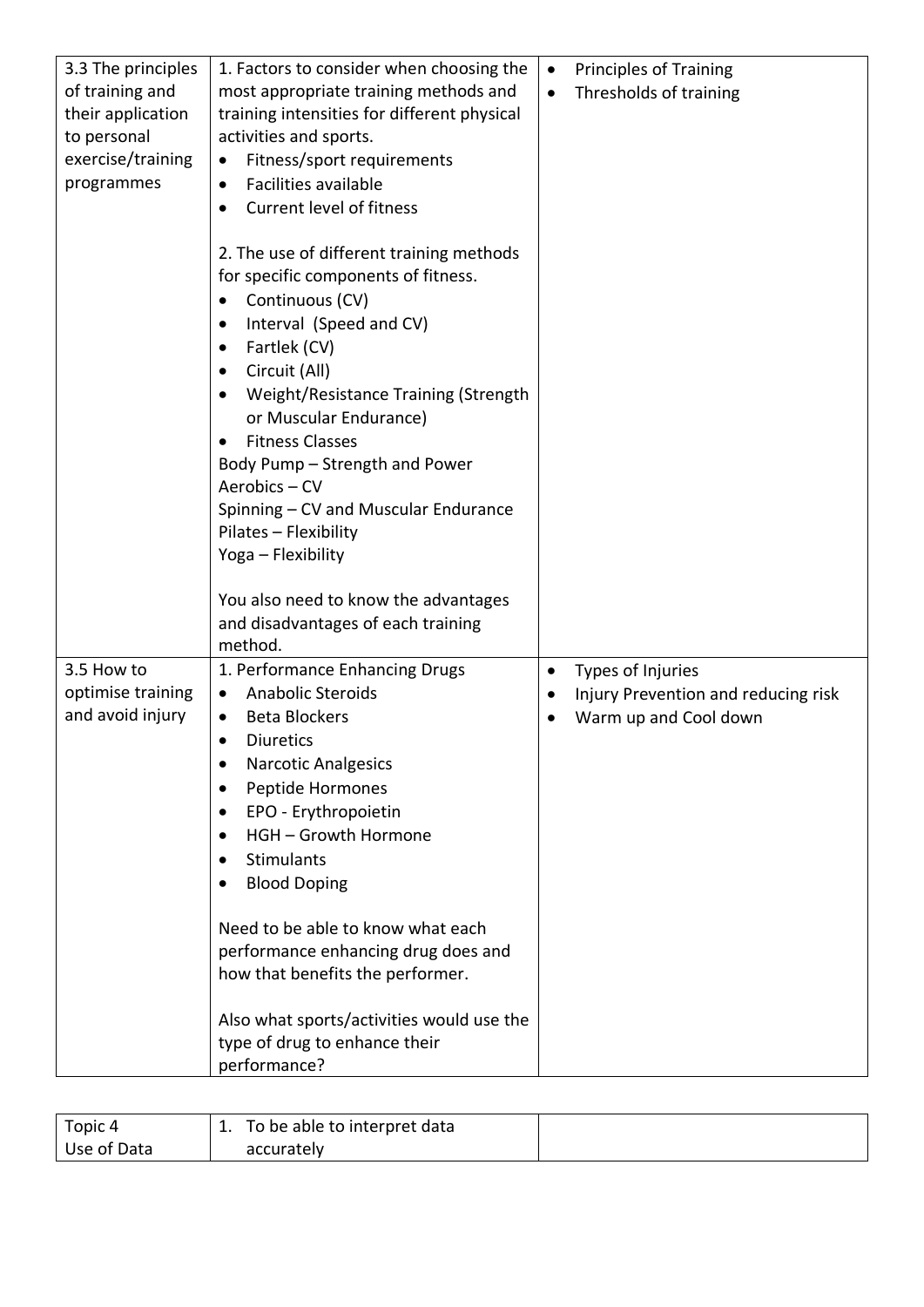| | | |
|---|---|---|
| 3.3 The principles of training and their application to personal exercise/training programmes | 1. Factors to consider when choosing the most appropriate training methods and training intensities for different physical activities and sports.<br>• Fitness/sport requirements<br>• Facilities available<br>• Current level of fitness<br><br>2. The use of different training methods for specific components of fitness.<br>• Continuous (CV)<br>• Interval (Speed and CV)<br>• Fartlek (CV)<br>• Circuit (All)<br>• Weight/Resistance Training (Strength or Muscular Endurance)<br>• Fitness Classes<br>Body Pump – Strength and Power<br>Aerobics – CV<br>Spinning – CV and Muscular Endurance<br>Pilates – Flexibility<br>Yoga – Flexibility<br><br>You also need to know the advantages and disadvantages of each training method. | • Principles of Training<br>• Thresholds of training |
| 3.5 How to optimise training and avoid injury | 1. Performance Enhancing Drugs<br>• Anabolic Steroids<br>• Beta Blockers<br>• Diuretics<br>• Narcotic Analgesics<br>• Peptide Hormones<br>• EPO - Erythropoietin<br>• HGH – Growth Hormone<br>• Stimulants<br>• Blood Doping<br><br>Need to be able to know what each performance enhancing drug does and how that benefits the performer.<br><br>Also what sports/activities would use the type of drug to enhance their performance? | • Types of Injuries<br>• Injury Prevention and reducing risk<br>• Warm up and Cool down |

| | | |
|---|---|---|
| Topic 4<br>Use of Data | 1. To be able to interpret data accurately | |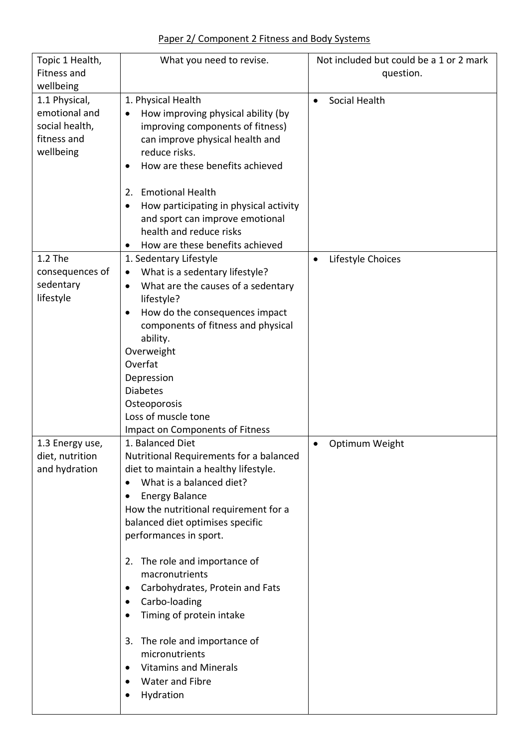Paper 2/ Component 2 Fitness and Body Systems

| Topic 1 Health, Fitness and wellbeing | What you need to revise. | Not included but could be a 1 or 2 mark question. |
| --- | --- | --- |
| 1.1 Physical, emotional and social health, fitness and wellbeing | 1. Physical Health<br>• How improving physical ability (by improving components of fitness) can improve physical health and reduce risks.<br>• How are these benefits achieved<br><br>2. Emotional Health<br>• How participating in physical activity and sport can improve emotional health and reduce risks<br>• How are these benefits achieved | • Social Health |
| 1.2 The consequences of sedentary lifestyle | 1. Sedentary Lifestyle<br>• What is a sedentary lifestyle?<br>• What are the causes of a sedentary lifestyle?<br>• How do the consequences impact components of fitness and physical ability.<br>Overweight<br>Overfat<br>Depression<br>Diabetes<br>Osteoporosis<br>Loss of muscle tone<br>Impact on Components of Fitness | • Lifestyle Choices |
| 1.3 Energy use, diet, nutrition and hydration | 1. Balanced Diet<br>Nutritional Requirements for a balanced diet to maintain a healthy lifestyle.<br>• What is a balanced diet?<br>• Energy Balance<br>How the nutritional requirement for a balanced diet optimises specific performances in sport.<br><br>2. The role and importance of macronutrients<br>• Carbohydrates, Protein and Fats<br>• Carbo-loading<br>• Timing of protein intake<br><br>3. The role and importance of micronutrients<br>• Vitamins and Minerals<br>• Water and Fibre<br>• Hydration | • Optimum Weight |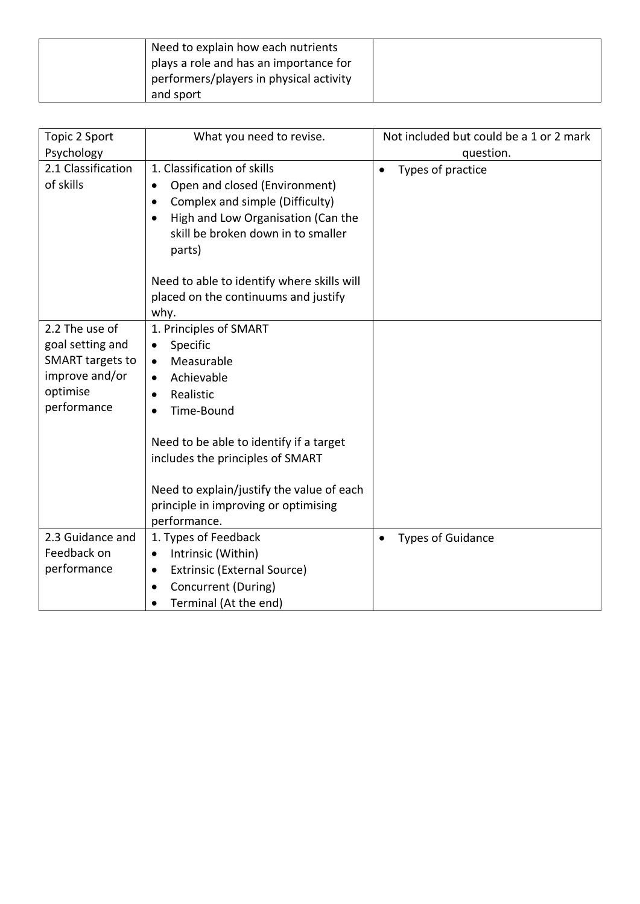| | Need to explain how each nutrients plays a role and has an importance for performers/players in physical activity and sport | |
|---|---|---|

| Topic 2 Sport Psychology | What you need to revise. | Not included but could be a 1 or 2 mark question. |
|---|---|---|
| 2.1 Classification of skills | 1. Classification of skills<br>• Open and closed (Environment)<br>• Complex and simple (Difficulty)<br>• High and Low Organisation (Can the skill be broken down in to smaller parts)<br><br>Need to able to identify where skills will placed on the continuums and justify why. | • Types of practice |
| 2.2 The use of goal setting and SMART targets to improve and/or optimise performance | 1. Principles of SMART<br>• Specific<br>• Measurable<br>• Achievable<br>• Realistic<br>• Time-Bound<br><br>Need to be able to identify if a target includes the principles of SMART<br><br>Need to explain/justify the value of each principle in improving or optimising performance. | |
| 2.3 Guidance and Feedback on performance | 1. Types of Feedback<br>• Intrinsic (Within)<br>• Extrinsic (External Source)<br>• Concurrent (During)<br>• Terminal (At the end) | • Types of Guidance |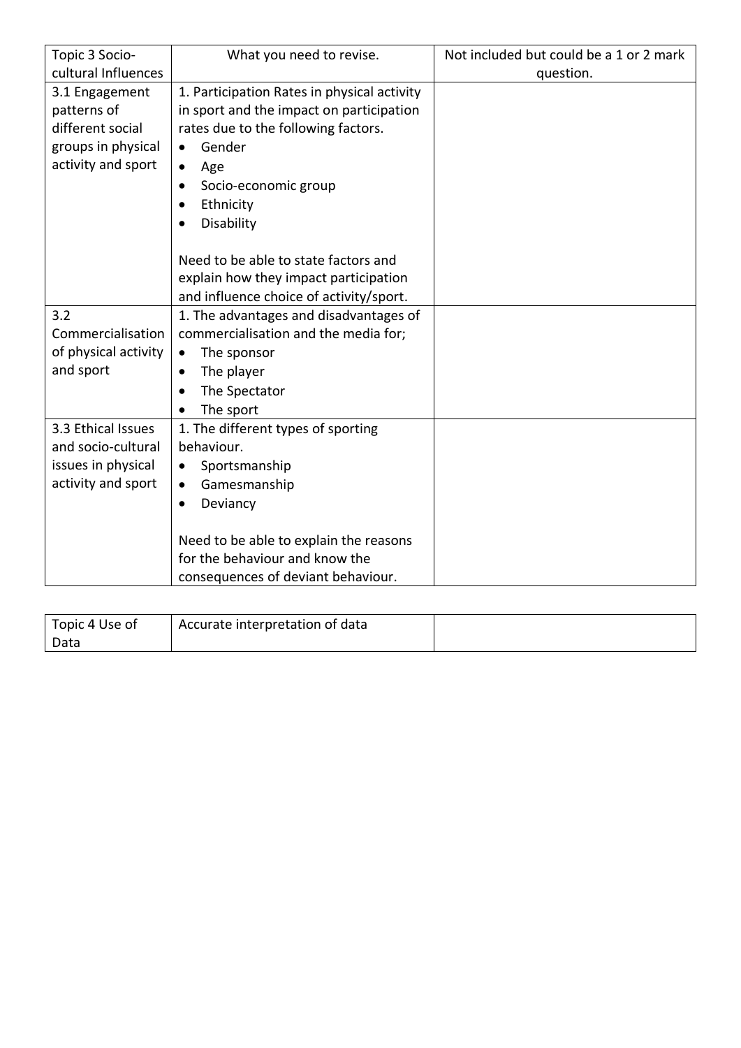| Topic 3 Socio-cultural Influences | What you need to revise. | Not included but could be a 1 or 2 mark question. |
|---|---|---|
| 3.1 Engagement patterns of different social groups in physical activity and sport | 1. Participation Rates in physical activity in sport and the impact on participation rates due to the following factors.<br>• Gender<br>• Age<br>• Socio-economic group<br>• Ethnicity<br>• Disability<br><br>Need to be able to state factors and explain how they impact participation and influence choice of activity/sport. | |
| 3.2 Commercialisation of physical activity and sport | 1. The advantages and disadvantages of commercialisation and the media for;<br>• The sponsor<br>• The player<br>• The Spectator<br>• The sport | |
| 3.3 Ethical Issues and socio-cultural issues in physical activity and sport | 1. The different types of sporting behaviour.<br>• Sportsmanship<br>• Gamesmanship<br>• Deviancy<br><br>Need to be able to explain the reasons for the behaviour and know the consequences of deviant behaviour. | |

| | | |
|---|---|---|
| Topic 4 Use of Data | Accurate interpretation of data | |